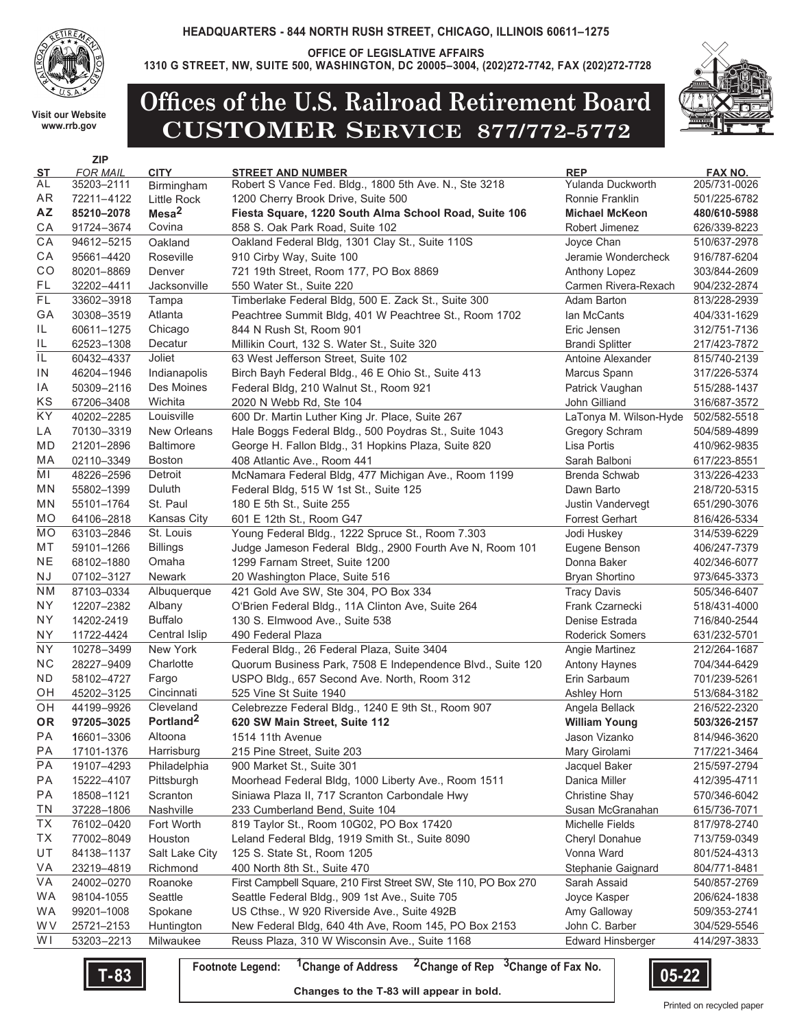HEADQUARTERS - 844 NORTH RUSH STREET, CHICAGO, ILLINOIS 60611–1275

OFFICE OF LEGISLATIVE AFFAIRS
1310 G STREET, NW, SUITE 500, WASHINGTON, DC 20005–3004, (202)272-7742, FAX (202)272-7728

Visit our Website
www.rrb.gov

# Offices of the U.S. Railroad Retirement Board
## CUSTOMER SERVICE 877/772-5772

| ST | ZIP FOR MAIL | CITY | STREET AND NUMBER | REP | FAX NO. |
|---|---|---|---|---|---|
| AL | 35203–2111 | Birmingham | Robert S Vance Fed. Bldg., 1800 5th Ave. N., Ste 3218 | Yulanda Duckworth | 205/731-0026 |
| AR | 72211–4122 | Little Rock | 1200 Cherry Brook Drive, Suite 500 | Ronnie Franklin | 501/225-6782 |
| **AZ** | **85210–2078** | **Mesa[2]** | **Fiesta Square, 1220 South Alma School Road, Suite 106** | **Michael McKeon** | **480/610-5988** |
| CA | 91724–3674 | Covina | 858 S. Oak Park Road, Suite 102 | Robert Jimenez | 626/339-8223 |
| CA | 94612–5215 | Oakland | Oakland Federal Bldg, 1301 Clay St., Suite 110S | Joyce Chan | 510/637-2978 |
| CA | 95661–4420 | Roseville | 910 Cirby Way, Suite 100 | Jeramie Wondercheck | 916/787-6204 |
| CO | 80201–8869 | Denver | 721 19th Street, Room 177, PO Box 8869 | Anthony Lopez | 303/844-2609 |
| FL | 32202–4411 | Jacksonville | 550 Water St., Suite 220 | Carmen Rivera-Rexach | 904/232-2874 |
| FL | 33602–3918 | Tampa | Timberlake Federal Bldg, 500 E. Zack St., Suite 300 | Adam Barton | 813/228-2939 |
| GA | 30308–3519 | Atlanta | Peachtree Summit Bldg, 401 W Peachtree St., Room 1702 | Ian McCants | 404/331-1629 |
| IL | 60611–1275 | Chicago | 844 N Rush St, Room 901 | Eric Jensen | 312/751-7136 |
| IL | 62523–1308 | Decatur | Millikin Court, 132 S. Water St., Suite 320 | Brandi Splitter | 217/423-7872 |
| IL | 60432–4337 | Joliet | 63 West Jefferson Street, Suite 102 | Antoine Alexander | 815/740-2139 |
| IN | 46204–1946 | Indianapolis | Birch Bayh Federal Bldg., 46 E Ohio St., Suite 413 | Marcus Spann | 317/226-5374 |
| IA | 50309–2116 | Des Moines | Federal Bldg, 210 Walnut St., Room 921 | Patrick Vaughan | 515/288-1437 |
| KS | 67206–3408 | Wichita | 2020 N Webb Rd, Ste 104 | John Gilliand | 316/687-3572 |
| KY | 40202–2285 | Louisville | 600 Dr. Martin Luther King Jr. Place, Suite 267 | LaTonya M. Wilson-Hyde | 502/582-5518 |
| LA | 70130–3319 | New Orleans | Hale Boggs Federal Bldg., 500 Poydras St., Suite 1043 | Gregory Schram | 504/589-4899 |
| MD | 21201–2896 | Baltimore | George H. Fallon Bldg., 31 Hopkins Plaza, Suite 820 | Lisa Portis | 410/962-9835 |
| MA | 02110–3349 | Boston | 408 Atlantic Ave., Room 441 | Sarah Balboni | 617/223-8551 |
| MI | 48226–2596 | Detroit | McNamara Federal Bldg, 477 Michigan Ave., Room 1199 | Brenda Schwab | 313/226-4233 |
| MN | 55802–1399 | Duluth | Federal Bldg, 515 W 1st St., Suite 125 | Dawn Barto | 218/720-5315 |
| MN | 55101–1764 | St. Paul | 180 E 5th St., Suite 255 | Justin Vandervegt | 651/290-3076 |
| MO | 64106–2818 | Kansas City | 601 E 12th St., Room G47 | Forrest Gerhart | 816/426-5334 |
| MO | 63103–2846 | St. Louis | Young Federal Bldg., 1222 Spruce St., Room 7.303 | Jodi Huskey | 314/539-6229 |
| MT | 59101–1266 | Billings | Judge Jameson Federal Bldg., 2900 Fourth Ave N, Room 101 | Eugene Benson | 406/247-7379 |
| NE | 68102–1880 | Omaha | 1299 Farnam Street, Suite 1200 | Donna Baker | 402/346-6077 |
| NJ | 07102–3127 | Newark | 20 Washington Place, Suite 516 | Bryan Shortino | 973/645-3373 |
| NM | 87103–0334 | Albuquerque | 421 Gold Ave SW, Ste 304, PO Box 334 | Tracy Davis | 505/346-6407 |
| NY | 12207–2382 | Albany | O'Brien Federal Bldg., 11A Clinton Ave, Suite 264 | Frank Czarnecki | 518/431-4000 |
| NY | 14202-2419 | Buffalo | 130 S. Elmwood Ave., Suite 538 | Denise Estrada | 716/840-2544 |
| NY | 11722-4424 | Central Islip | 490 Federal Plaza | Roderick Somers | 631/232-5701 |
| NY | 10278–3499 | New York | Federal Bldg., 26 Federal Plaza, Suite 3404 | Angie Martinez | 212/264-1687 |
| NC | 28227–9409 | Charlotte | Quorum Business Park, 7508 E Independence Blvd., Suite 120 | Antony Haynes | 704/344-6429 |
| ND | 58102–4727 | Fargo | USPO Bldg., 657 Second Ave. North, Room 312 | Erin Sarbaum | 701/239-5261 |
| OH | 45202–3125 | Cincinnati | 525 Vine St Suite 1940 | Ashley Horn | 513/684-3182 |
| OH | 44199–9926 | Cleveland | Celebrezze Federal Bldg., 1240 E 9th St., Room 907 | Angela Bellack | 216/522-2320 |
| **OR** | **97205–3025** | **Portland[2]** | **620 SW Main Street, Suite 112** | **William Young** | **503/326-2157** |
| PA | 16601–3306 | Altoona | 1514 11th Avenue | Jason Vizanko | 814/946-3620 |
| PA | 17101-1376 | Harrisburg | 215 Pine Street, Suite 203 | Mary Girolami | 717/221-3464 |
| PA | 19107–4293 | Philadelphia | 900 Market St., Suite 301 | Jacquel Baker | 215/597-2794 |
| PA | 15222–4107 | Pittsburgh | Moorhead Federal Bldg, 1000 Liberty Ave., Room 1511 | Danica Miller | 412/395-4711 |
| PA | 18508–1121 | Scranton | Siniawa Plaza II, 717 Scranton Carbondale Hwy | Christine Shay | 570/346-6042 |
| TN | 37228–1806 | Nashville | 233 Cumberland Bend, Suite 104 | Susan McGranahan | 615/736-7071 |
| TX | 76102–0420 | Fort Worth | 819 Taylor St., Room 10G02, PO Box 17420 | Michelle Fields | 817/978-2740 |
| TX | 77002–8049 | Houston | Leland Federal Bldg, 1919 Smith St., Suite 8090 | Cheryl Donahue | 713/759-0349 |
| UT | 84138–1137 | Salt Lake City | 125 S. State St., Room 1205 | Vonna Ward | 801/524-4313 |
| VA | 23219–4819 | Richmond | 400 North 8th St., Suite 470 | Stephanie Gaignard | 804/771-8481 |
| VA | 24002–0270 | Roanoke | First Campbell Square, 210 First Street SW, Ste 110, PO Box 270 | Sarah Assaid | 540/857-2769 |
| WA | 98104-1055 | Seattle | Seattle Federal Bldg., 909 1st Ave., Suite 705 | Joyce Kasper | 206/624-1838 |
| WA | 99201–1008 | Spokane | US Cthse., W 920 Riverside Ave., Suite 492B | Amy Galloway | 509/353-2741 |
| WV | 25721–2153 | Huntington | New Federal Bldg, 640 4th Ave, Room 145, PO Box 2153 | John C. Barber | 304/529-5546 |
| WI | 53203–2213 | Milwaukee | Reuss Plaza, 310 W Wisconsin Ave., Suite 1168 | Edward Hinsberger | 414/297-3833 |

T-83

**Footnote Legend: [1]Change of Address [2]Change of Rep [3]Change of Fax No.**

**Changes to the T-83 will appear in bold.**

05-22

Printed on recycled paper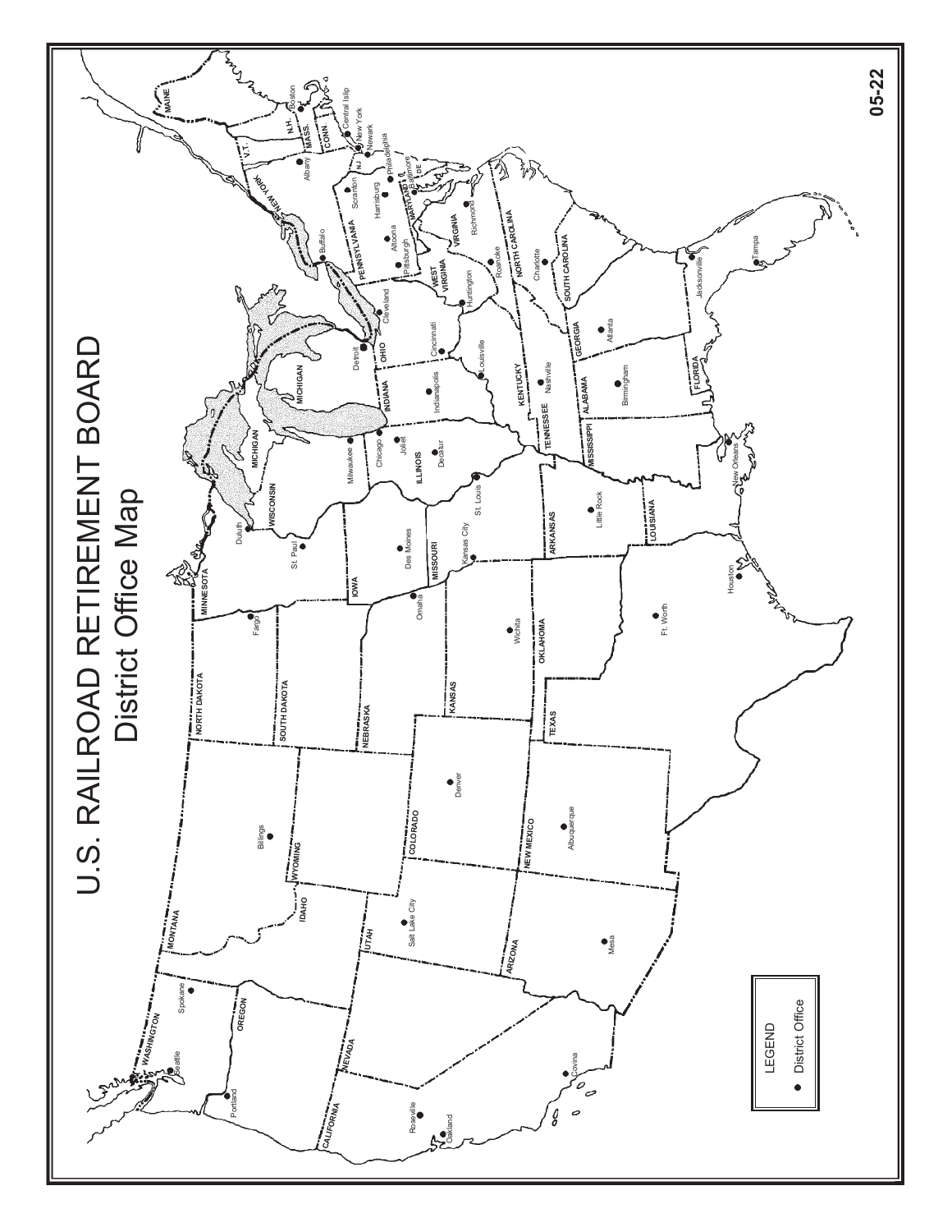# U.S. RAILROAD RETIREMENT BOARD

## District Office Map

LEGEND

● District Office

05-22

WASHINGTON
OREGON
CALIFORNIA
NEVADA
IDAHO
MONTANA
WYOMING
UTAH
ARIZONA
COLORADO
NEW MEXICO
NORTH DAKOTA
SOUTH DAKOTA
NEBRASKA
KANSAS
OKLAHOMA
TEXAS
MINNESOTA
IOWA
MISSOURI
ARKANSAS
LOUISIANA
WISCONSIN
ILLINOIS
MICHIGAN
INDIANA
OHIO
KENTUCKY
TENNESSEE
MISSISSIPPI
ALABAMA
GEORGIA
FLORIDA
SOUTH CAROLINA
NORTH CAROLINA
VIRGINIA
WEST VIRGINIA
MARYLAND
DE
PENNSYLVANIA
NJ
NEW YORK
CONN
MASS.
V.T.
N.H.
MAINE

Seattle
Spokane
Portland
Roseville
Oakland
Covina
Billings
Salt Lake City
Mesa
Denver
Albuquerque
Fargo
Omaha
Wichita
Ft. Worth
Houston
St. Paul
Duluth
Des Moines
Kansas City
Little Rock
New Orleans
St. Louis
Milwaukee
Chicago
Joliet
Decatur
Indianapolis
Louisville
Nashville
Birmingham
Detroit
Cincinnati
Cleveland
Huntington
Atlanta
Jacksonville
Tampa
Charlotte
Roanoke
Richmond
Pittsburgh
Altoona
Harrisburg
Buffalo
Scranton
Philadelphia
Baltimore
Albany
Newark
New York
Central Islip
Boston